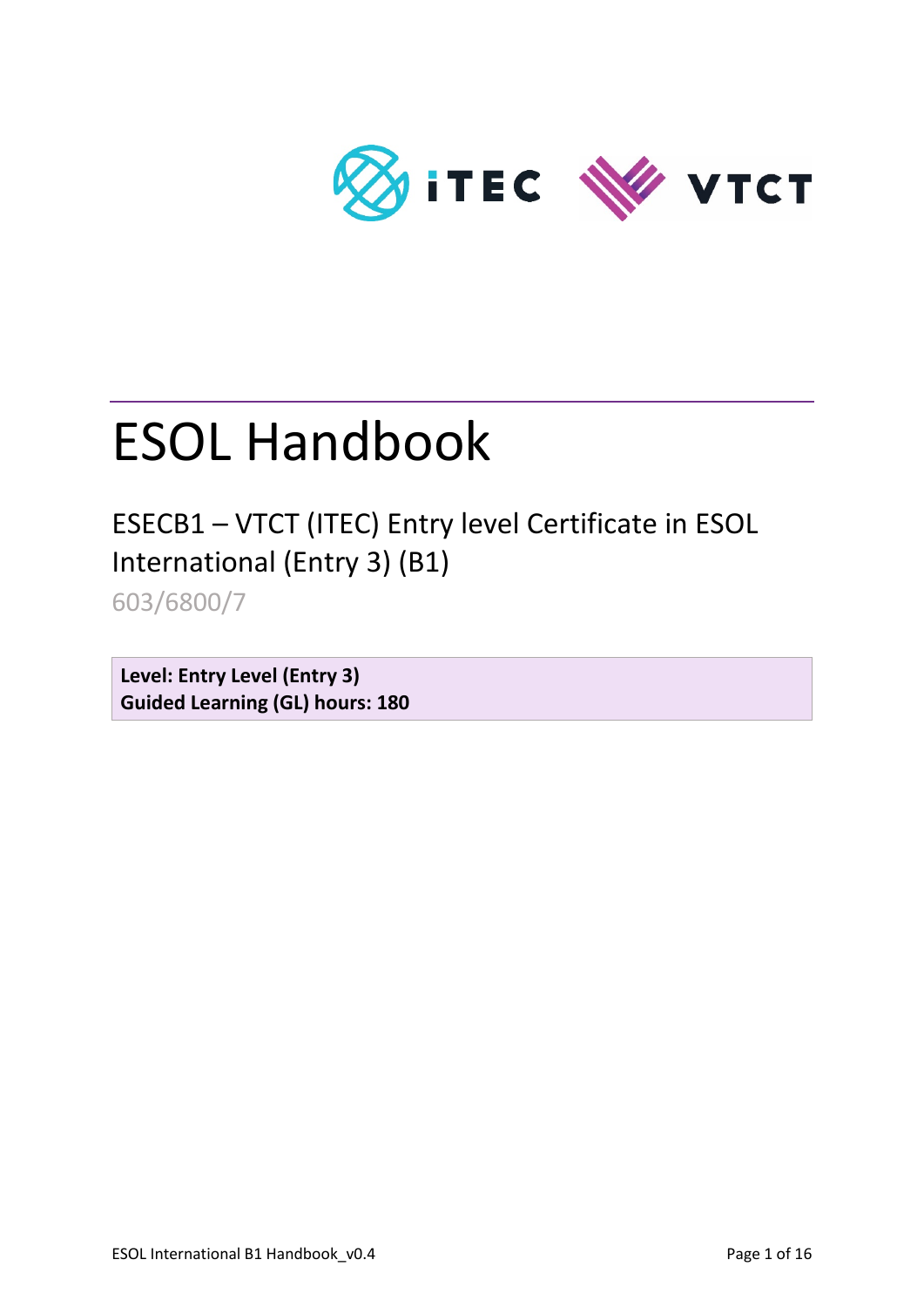# ESOL Handbook

## ESECB1 – VTCT (ITEC) Entry level Certificate in ESOL International (Entry 3) (B1)

603/6800/7

**Level: Entry Level (Entry 3)**
**Guided Learning (GL) hours: 180**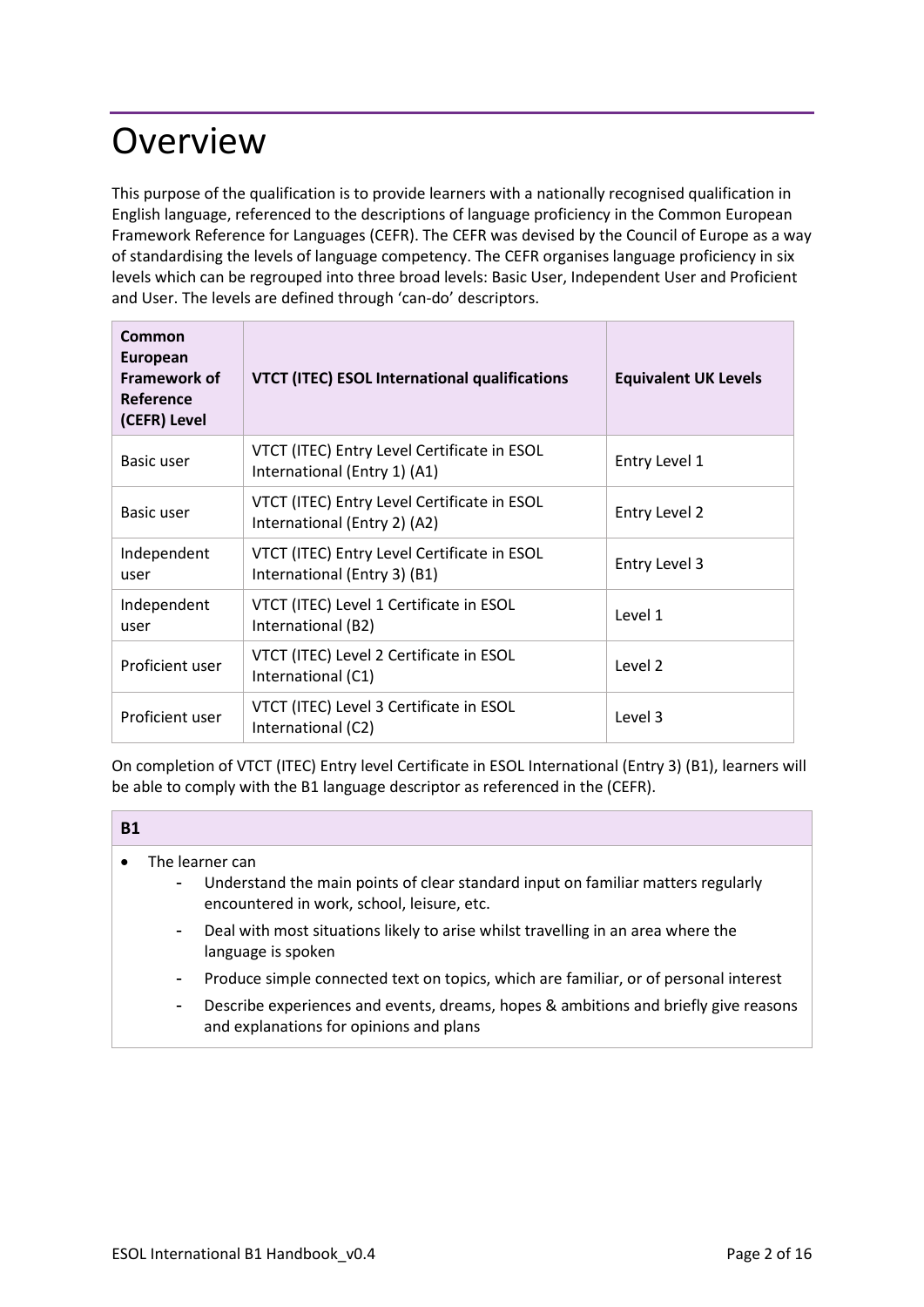# Overview

This purpose of the qualification is to provide learners with a nationally recognised qualification in English language, referenced to the descriptions of language proficiency in the Common European Framework Reference for Languages (CEFR). The CEFR was devised by the Council of Europe as a way of standardising the levels of language competency. The CEFR organises language proficiency in six levels which can be regrouped into three broad levels: Basic User, Independent User and Proficient and User. The levels are defined through 'can-do' descriptors.

| Common European Framework of Reference (CEFR) Level | VTCT (ITEC) ESOL International qualifications | Equivalent UK Levels |
|---|---|---|
| Basic user | VTCT (ITEC) Entry Level Certificate in ESOL International (Entry 1) (A1) | Entry Level 1 |
| Basic user | VTCT (ITEC) Entry Level Certificate in ESOL International (Entry 2) (A2) | Entry Level 2 |
| Independent user | VTCT (ITEC) Entry Level Certificate in ESOL International (Entry 3) (B1) | Entry Level 3 |
| Independent user | VTCT (ITEC) Level 1 Certificate in ESOL International (B2) | Level 1 |
| Proficient user | VTCT (ITEC) Level 2 Certificate in ESOL International (C1) | Level 2 |
| Proficient user | VTCT (ITEC) Level 3 Certificate in ESOL International (C2) | Level 3 |

On completion of VTCT (ITEC) Entry level Certificate in ESOL International (Entry 3) (B1), learners will be able to comply with the B1 language descriptor as referenced in the (CEFR).

| B1 |
|---|
| • The learner can<br>- Understand the main points of clear standard input on familiar matters regularly encountered in work, school, leisure, etc.<br>- Deal with most situations likely to arise whilst travelling in an area where the language is spoken<br>- Produce simple connected text on topics, which are familiar, or of personal interest<br>- Describe experiences and events, dreams, hopes & ambitions and briefly give reasons and explanations for opinions and plans |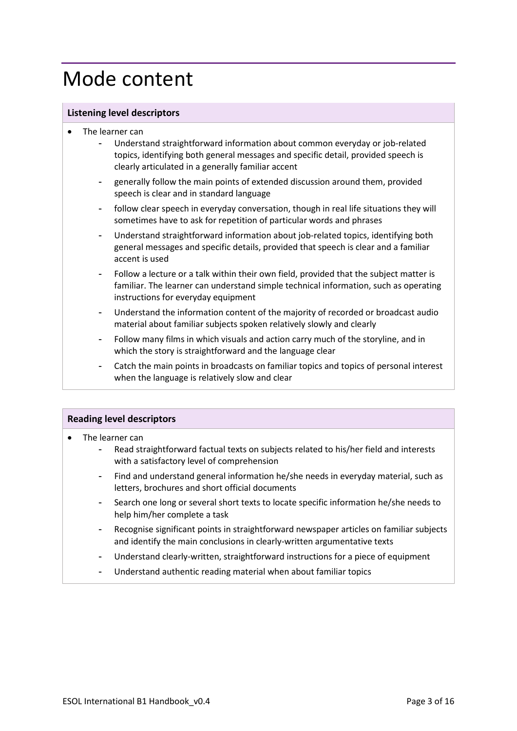# Mode content

**Listening level descriptors**

- The learner can
  - Understand straightforward information about common everyday or job-related topics, identifying both general messages and specific detail, provided speech is clearly articulated in a generally familiar accent
  - generally follow the main points of extended discussion around them, provided speech is clear and in standard language
  - follow clear speech in everyday conversation, though in real life situations they will sometimes have to ask for repetition of particular words and phrases
  - Understand straightforward information about job-related topics, identifying both general messages and specific details, provided that speech is clear and a familiar accent is used
  - Follow a lecture or a talk within their own field, provided that the subject matter is familiar. The learner can understand simple technical information, such as operating instructions for everyday equipment
  - Understand the information content of the majority of recorded or broadcast audio material about familiar subjects spoken relatively slowly and clearly
  - Follow many films in which visuals and action carry much of the storyline, and in which the story is straightforward and the language clear
  - Catch the main points in broadcasts on familiar topics and topics of personal interest when the language is relatively slow and clear

**Reading level descriptors**

- The learner can
  - Read straightforward factual texts on subjects related to his/her field and interests with a satisfactory level of comprehension
  - Find and understand general information he/she needs in everyday material, such as letters, brochures and short official documents
  - Search one long or several short texts to locate specific information he/she needs to help him/her complete a task
  - Recognise significant points in straightforward newspaper articles on familiar subjects and identify the main conclusions in clearly-written argumentative texts
  - Understand clearly-written, straightforward instructions for a piece of equipment
  - Understand authentic reading material when about familiar topics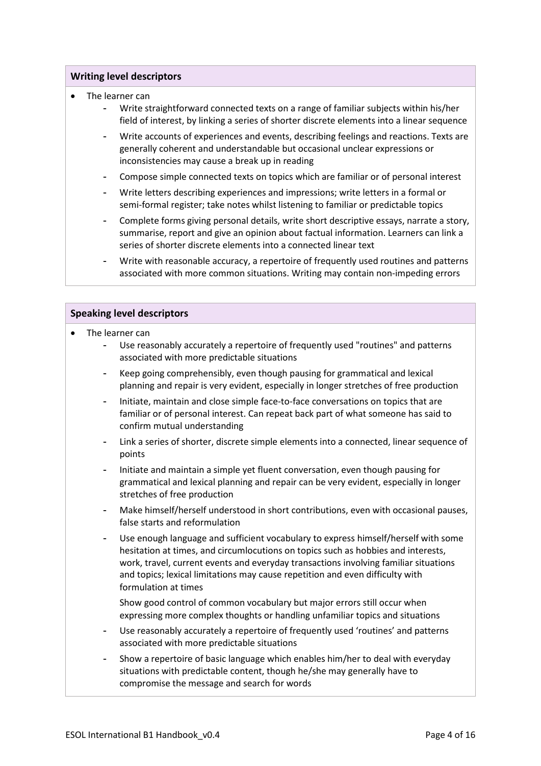### Writing level descriptors

- The learner can
  - Write straightforward connected texts on a range of familiar subjects within his/her field of interest, by linking a series of shorter discrete elements into a linear sequence
  - Write accounts of experiences and events, describing feelings and reactions. Texts are generally coherent and understandable but occasional unclear expressions or inconsistencies may cause a break up in reading
  - Compose simple connected texts on topics which are familiar or of personal interest
  - Write letters describing experiences and impressions; write letters in a formal or semi-formal register; take notes whilst listening to familiar or predictable topics
  - Complete forms giving personal details, write short descriptive essays, narrate a story, summarise, report and give an opinion about factual information. Learners can link a series of shorter discrete elements into a connected linear text
  - Write with reasonable accuracy, a repertoire of frequently used routines and patterns associated with more common situations. Writing may contain non-impeding errors

### Speaking level descriptors

- The learner can
  - Use reasonably accurately a repertoire of frequently used "routines" and patterns associated with more predictable situations
  - Keep going comprehensibly, even though pausing for grammatical and lexical planning and repair is very evident, especially in longer stretches of free production
  - Initiate, maintain and close simple face-to-face conversations on topics that are familiar or of personal interest. Can repeat back part of what someone has said to confirm mutual understanding
  - Link a series of shorter, discrete simple elements into a connected, linear sequence of points
  - Initiate and maintain a simple yet fluent conversation, even though pausing for grammatical and lexical planning and repair can be very evident, especially in longer stretches of free production
  - Make himself/herself understood in short contributions, even with occasional pauses, false starts and reformulation
  - Use enough language and sufficient vocabulary to express himself/herself with some hesitation at times, and circumlocutions on topics such as hobbies and interests, work, travel, current events and everyday transactions involving familiar situations and topics; lexical limitations may cause repetition and even difficulty with formulation at times

    Show good control of common vocabulary but major errors still occur when expressing more complex thoughts or handling unfamiliar topics and situations
  - Use reasonably accurately a repertoire of frequently used 'routines' and patterns associated with more predictable situations
  - Show a repertoire of basic language which enables him/her to deal with everyday situations with predictable content, though he/she may generally have to compromise the message and search for words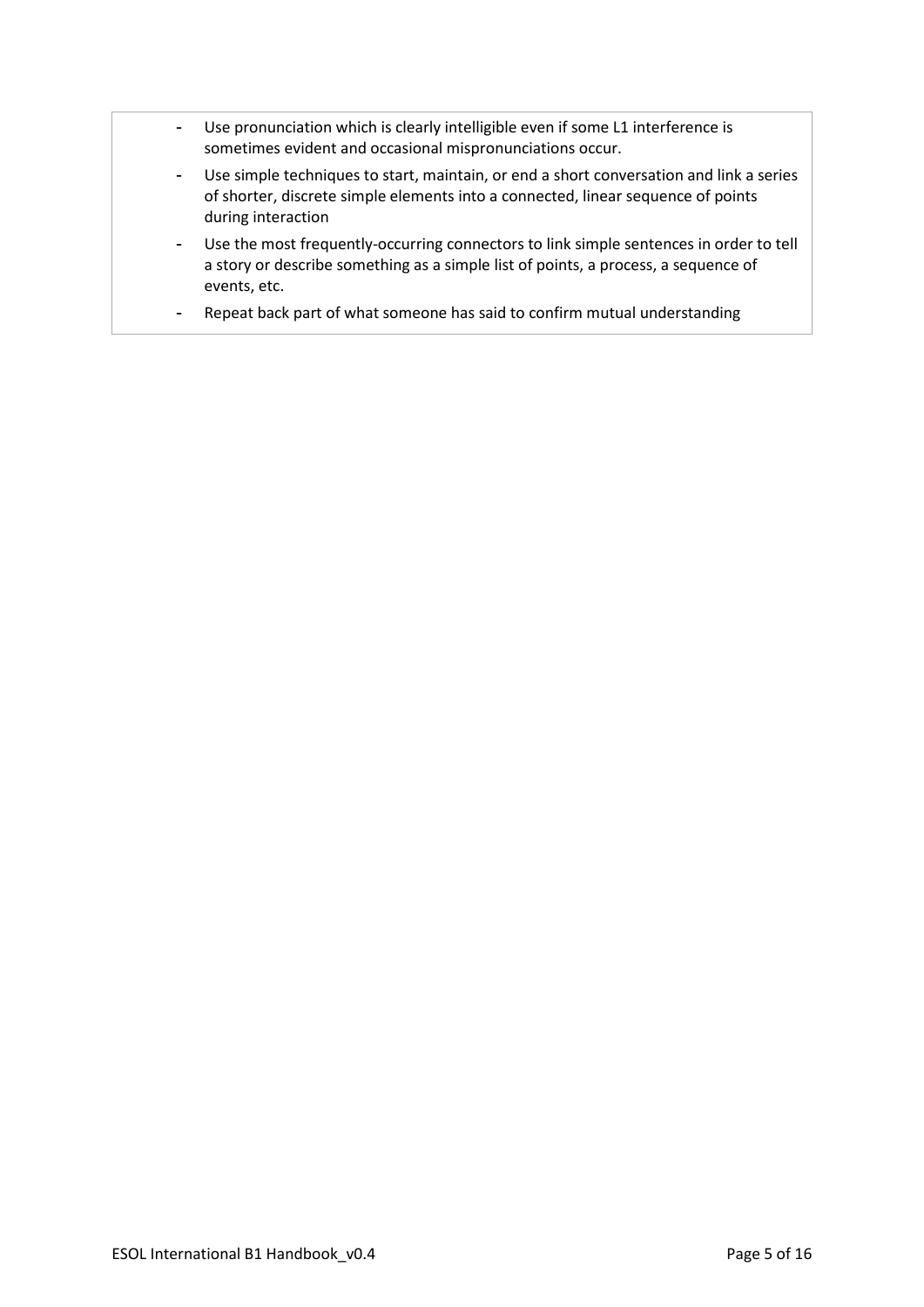- Use pronunciation which is clearly intelligible even if some L1 interference is sometimes evident and occasional mispronunciations occur.
- Use simple techniques to start, maintain, or end a short conversation and link a series of shorter, discrete simple elements into a connected, linear sequence of points during interaction
- Use the most frequently-occurring connectors to link simple sentences in order to tell a story or describe something as a simple list of points, a process, a sequence of events, etc.
- Repeat back part of what someone has said to confirm mutual understanding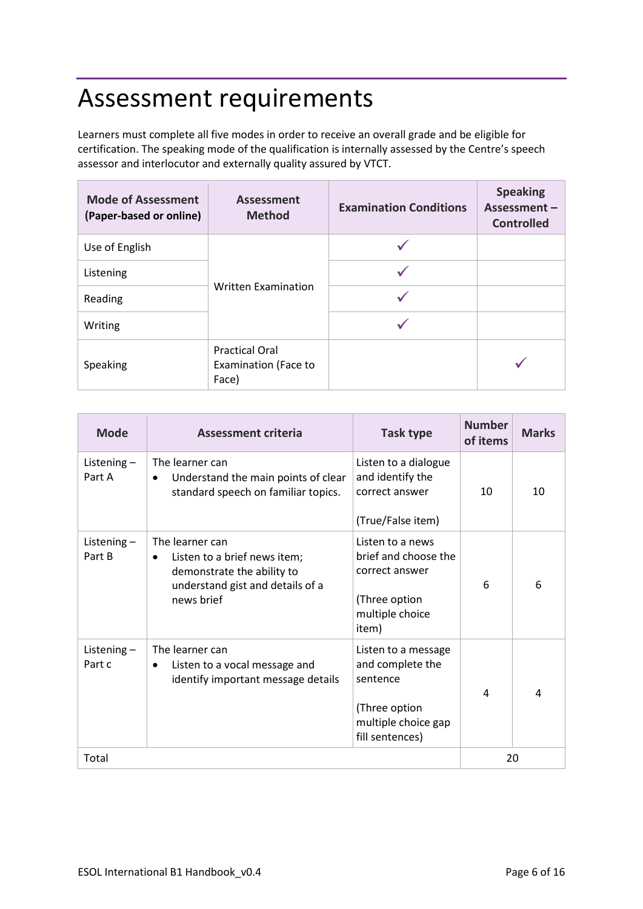# Assessment requirements

Learners must complete all five modes in order to receive an overall grade and be eligible for certification. The speaking mode of the qualification is internally assessed by the Centre's speech assessor and interlocutor and externally quality assured by VTCT.

| Mode of Assessment (Paper-based or online) | Assessment Method | Examination Conditions | Speaking Assessment – Controlled |
|---|---|---|---|
| Use of English | Written Examination | ✓ | |
| Listening | | ✓ | |
| Reading | | ✓ | |
| Writing | | ✓ | |
| Speaking | Practical Oral Examination (Face to Face) | | ✓ |

| Mode | Assessment criteria | Task type | Number of items | Marks |
|---|---|---|---|---|
| Listening – Part A | The learner can<br>• Understand the main points of clear standard speech on familiar topics. | Listen to a dialogue and identify the correct answer<br><br>(True/False item) | 10 | 10 |
| Listening – Part B | The learner can<br>• Listen to a brief news item; demonstrate the ability to understand gist and details of a news brief | Listen to a news brief and choose the correct answer<br><br>(Three option multiple choice item) | 6 | 6 |
| Listening – Part c | The learner can<br>• Listen to a vocal message and identify important message details | Listen to a message and complete the sentence<br><br>(Three option multiple choice gap fill sentences) | 4 | 4 |
| Total | | | 20 | |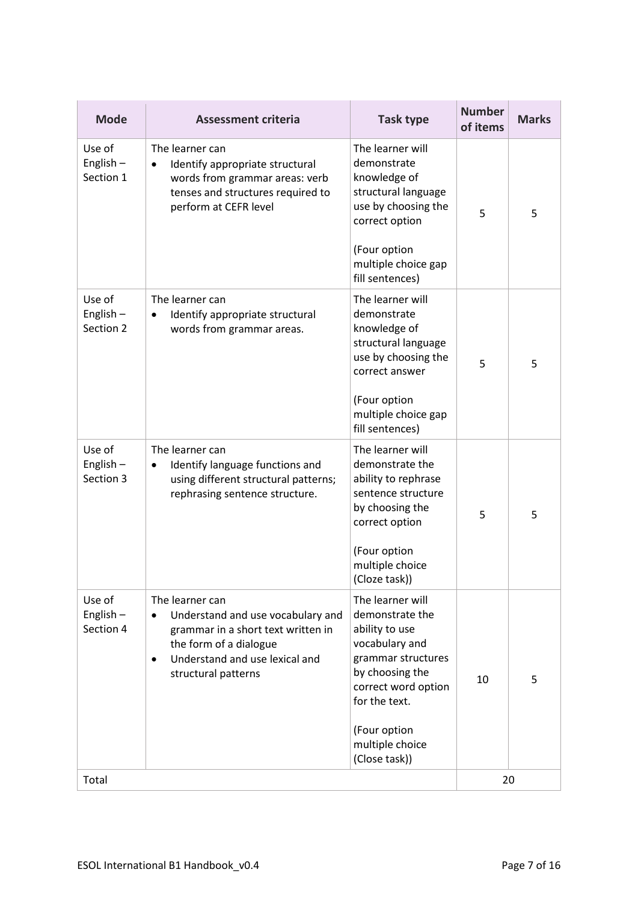| Mode | Assessment criteria | Task type | Number of items | Marks |
|---|---|---|---|---|
| Use of English – Section 1 | The learner can<br>• Identify appropriate structural words from grammar areas: verb tenses and structures required to perform at CEFR level | The learner will demonstrate knowledge of structural language use by choosing the correct option<br><br>(Four option multiple choice gap fill sentences) | 5 | 5 |
| Use of English – Section 2 | The learner can<br>• Identify appropriate structural words from grammar areas. | The learner will demonstrate knowledge of structural language use by choosing the correct answer<br><br>(Four option multiple choice gap fill sentences) | 5 | 5 |
| Use of English – Section 3 | The learner can<br>• Identify language functions and using different structural patterns; rephrasing sentence structure. | The learner will demonstrate the ability to rephrase sentence structure by choosing the correct option<br><br>(Four option multiple choice (Cloze task)) | 5 | 5 |
| Use of English – Section 4 | The learner can<br>• Understand and use vocabulary and grammar in a short text written in the form of a dialogue<br>• Understand and use lexical and structural patterns | The learner will demonstrate the ability to use vocabulary and grammar structures by choosing the correct word option for the text.<br><br>(Four option multiple choice (Close task)) | 10 | 5 |
| Total | | | 20 | |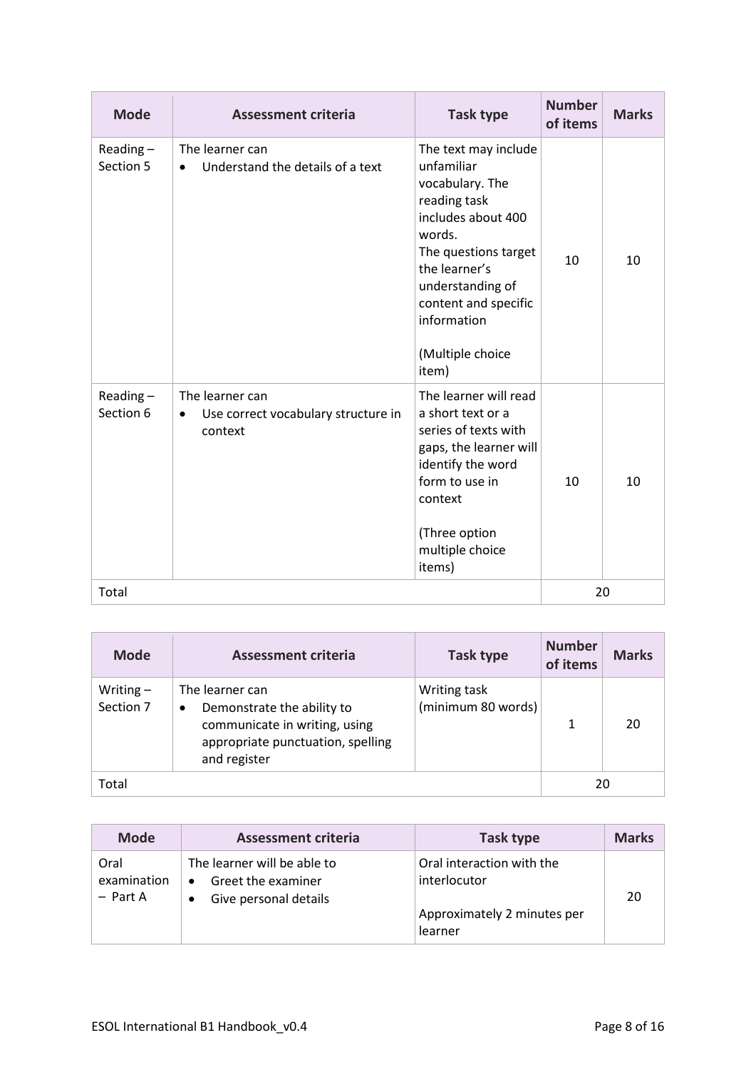| Mode | Assessment criteria | Task type | Number of items | Marks |
|---|---|---|---|---|
| Reading – Section 5 | The learner can<br>• Understand the details of a text | The text may include unfamiliar vocabulary. The reading task includes about 400 words.<br>The questions target the learner's understanding of content and specific information<br><br>(Multiple choice item) | 10 | 10 |
| Reading – Section 6 | The learner can<br>• Use correct vocabulary structure in context | The learner will read a short text or a series of texts with gaps, the learner will identify the word form to use in context<br><br>(Three option multiple choice items) | 10 | 10 |
| Total | | | 20 | |

| Mode | Assessment criteria | Task type | Number of items | Marks |
|---|---|---|---|---|
| Writing – Section 7 | The learner can<br>• Demonstrate the ability to communicate in writing, using appropriate punctuation, spelling and register | Writing task (minimum 80 words) | 1 | 20 |
| Total | | | 20 | |

| Mode | Assessment criteria | Task type | Marks |
|---|---|---|---|
| Oral examination – Part A | The learner will be able to<br>• Greet the examiner<br>• Give personal details | Oral interaction with the interlocutor<br><br>Approximately 2 minutes per learner | 20 |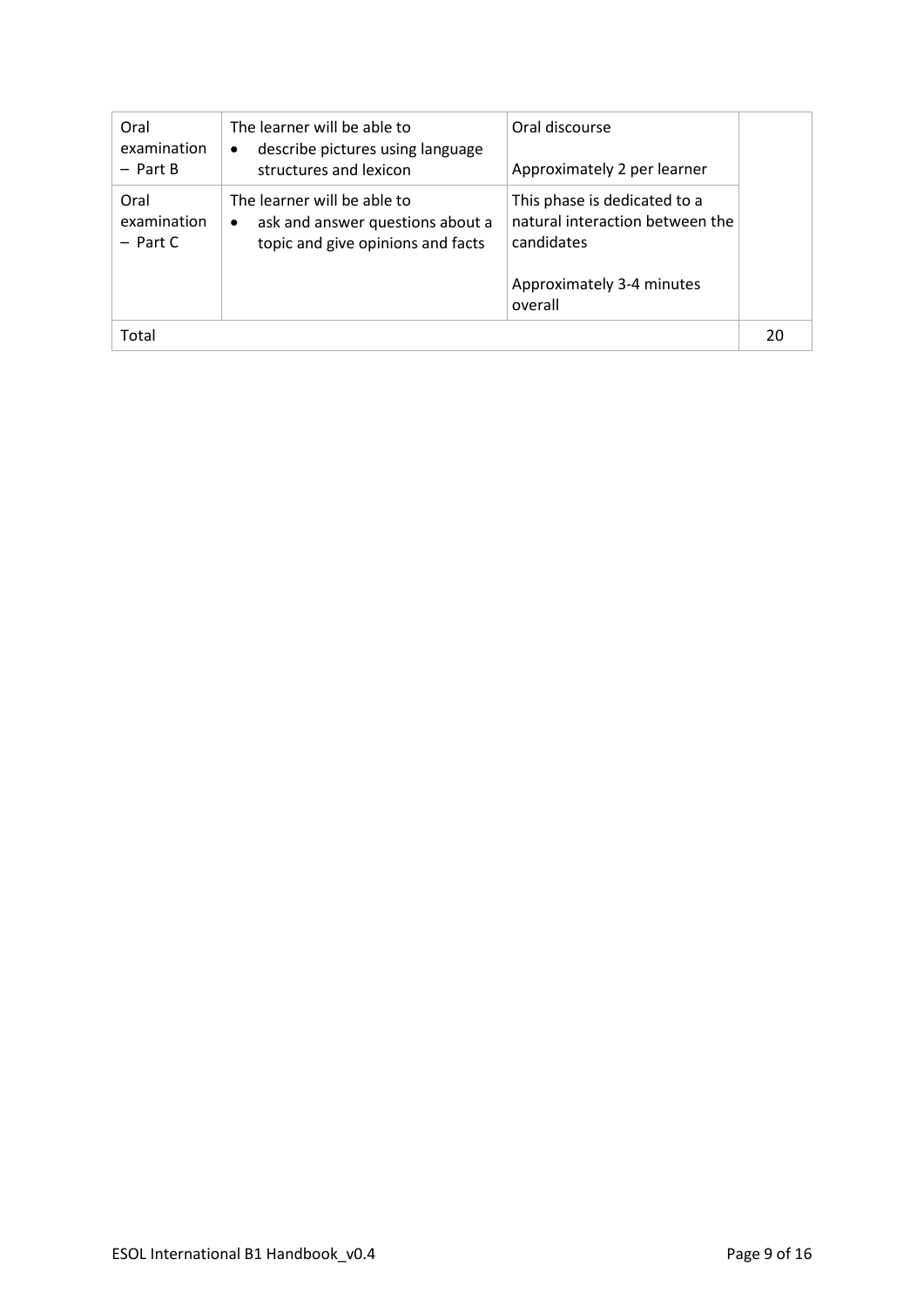| | | | |
|---|---|---|---|
| Oral examination – Part B | The learner will be able to<br>• describe pictures using language structures and lexicon | Oral discourse<br><br>Approximately 2 per learner | |
| Oral examination – Part C | The learner will be able to<br>• ask and answer questions about a topic and give opinions and facts | This phase is dedicated to a natural interaction between the candidates<br><br>Approximately 3-4 minutes overall | |
| Total | | | 20 |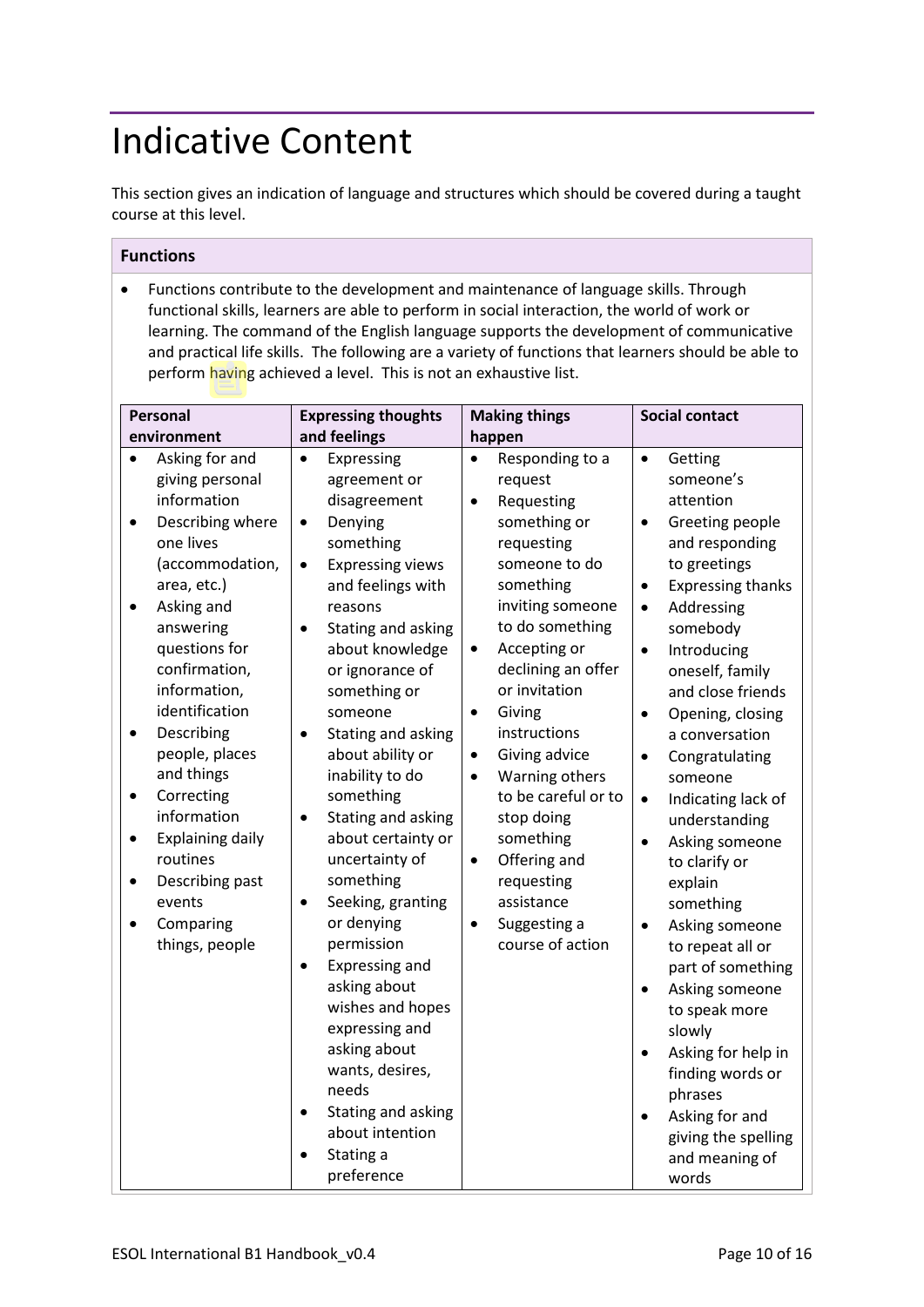# Indicative Content

This section gives an indication of language and structures which should be covered during a taught course at this level.

## Functions

- Functions contribute to the development and maintenance of language skills. Through functional skills, learners are able to perform in social interaction, the world of work or learning. The command of the English language supports the development of communicative and practical life skills. The following are a variety of functions that learners should be able to perform having achieved a level. This is not an exhaustive list.

| Personal environment | Expressing thoughts and feelings | Making things happen | Social contact |
|---|---|---|---|
| • Asking for and giving personal information<br>• Describing where one lives (accommodation, area, etc.)<br>• Asking and answering questions for confirmation, information, identification<br>• Describing people, places and things<br>• Correcting information<br>• Explaining daily routines<br>• Describing past events<br>• Comparing things, people | • Expressing agreement or disagreement<br>• Denying something<br>• Expressing views and feelings with reasons<br>• Stating and asking about knowledge or ignorance of something or someone<br>• Stating and asking about ability or inability to do something<br>• Stating and asking about certainty or uncertainty of something<br>• Seeking, granting or denying permission<br>• Expressing and asking about wishes and hopes expressing and asking about wants, desires, needs<br>• Stating and asking about intention<br>• Stating a preference | • Responding to a request<br>• Requesting something or requesting someone to do something inviting someone to do something<br>• Accepting or declining an offer or invitation<br>• Giving instructions<br>• Giving advice<br>• Warning others to be careful or to stop doing something<br>• Offering and requesting assistance<br>• Suggesting a course of action | • Getting someone's attention<br>• Greeting people and responding to greetings<br>• Expressing thanks<br>• Addressing somebody<br>• Introducing oneself, family and close friends<br>• Opening, closing a conversation<br>• Congratulating someone<br>• Indicating lack of understanding<br>• Asking someone to clarify or explain something<br>• Asking someone to repeat all or part of something<br>• Asking someone to speak more slowly<br>• Asking for help in finding words or phrases<br>• Asking for and giving the spelling and meaning of words |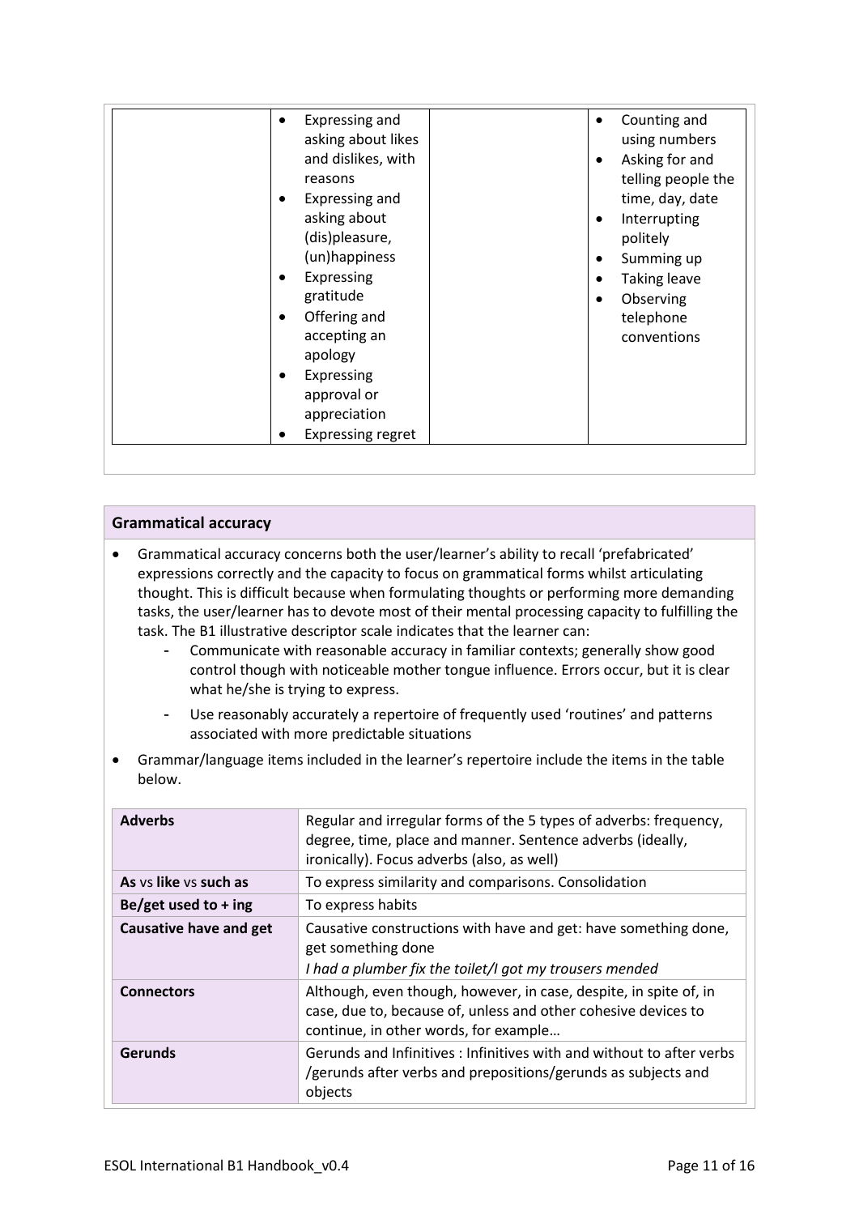|  | • Expressing and asking about likes and dislikes, with reasons<br>• Expressing and asking about (dis)pleasure, (un)happiness<br>• Expressing gratitude<br>• Offering and accepting an apology<br>• Expressing approval or appreciation<br>• Expressing regret |  | • Counting and using numbers<br>• Asking for and telling people the time, day, date<br>• Interrupting politely<br>• Summing up<br>• Taking leave<br>• Observing telephone conventions |
|---|---|---|---|

**Grammatical accuracy**

- Grammatical accuracy concerns both the user/learner's ability to recall 'prefabricated' expressions correctly and the capacity to focus on grammatical forms whilst articulating thought. This is difficult because when formulating thoughts or performing more demanding tasks, the user/learner has to devote most of their mental processing capacity to fulfilling the task. The B1 illustrative descriptor scale indicates that the learner can:
    - Communicate with reasonable accuracy in familiar contexts; generally show good control though with noticeable mother tongue influence. Errors occur, but it is clear what he/she is trying to express.
    - Use reasonably accurately a repertoire of frequently used 'routines' and patterns associated with more predictable situations
- Grammar/language items included in the learner's repertoire include the items in the table below.

| **Adverbs** | Regular and irregular forms of the 5 types of adverbs: frequency, degree, time, place and manner. Sentence adverbs (ideally, ironically). Focus adverbs (also, as well) |
|---|---|
| **As** vs **like** vs **such as** | To express similarity and comparisons. Consolidation |
| **Be/get used to + ing** | To express habits |
| **Causative have and get** | Causative constructions with have and get: have something done, get something done<br>*I had a plumber fix the toilet/I got my trousers mended* |
| **Connectors** | Although, even though, however, in case, despite, in spite of, in case, due to, because of, unless and other cohesive devices to continue, in other words, for example… |
| **Gerunds** | Gerunds and Infinitives : Infinitives with and without to after verbs /gerunds after verbs and prepositions/gerunds as subjects and objects |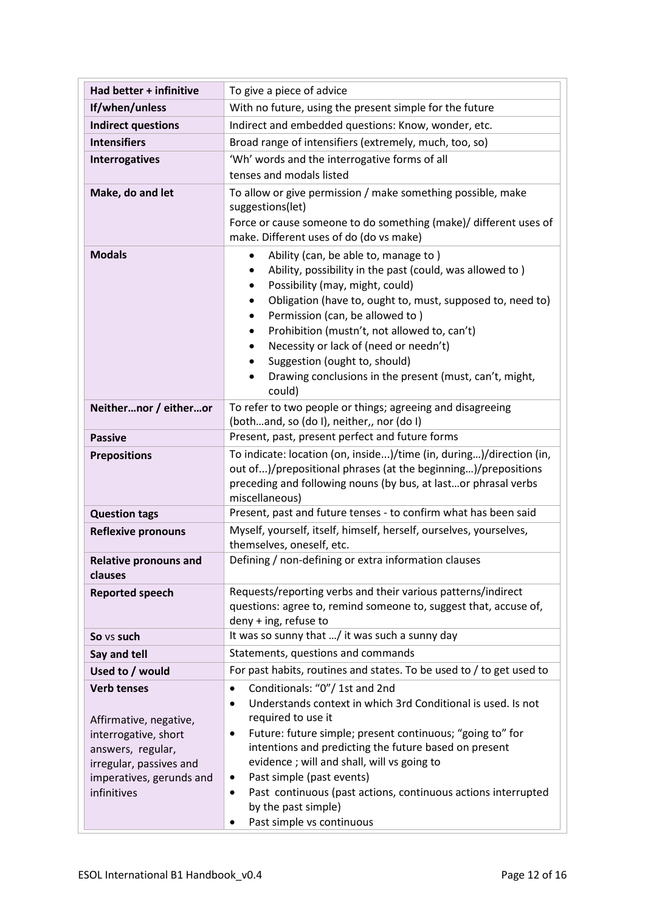| | |
|---|---|
| **Had better + infinitive** | To give a piece of advice |
| **If/when/unless** | With no future, using the present simple for the future |
| **Indirect questions** | Indirect and embedded questions: Know, wonder, etc. |
| **Intensifiers** | Broad range of intensifiers (extremely, much, too, so) |
| **Interrogatives** | 'Wh' words and the interrogative forms of all tenses and modals listed |
| **Make, do and let** | To allow or give permission / make something possible, make suggestions(let)<br>Force or cause someone to do something (make)/ different uses of make. Different uses of do (do vs make) |
| **Modals** | • Ability (can, be able to, manage to )<br>• Ability, possibility in the past (could, was allowed to )<br>• Possibility (may, might, could)<br>• Obligation (have to, ought to, must, supposed to, need to)<br>• Permission (can, be allowed to )<br>• Prohibition (mustn't, not allowed to, can't)<br>• Necessity or lack of (need or needn't)<br>• Suggestion (ought to, should)<br>• Drawing conclusions in the present (must, can't, might, could) |
| **Neither…nor / either…or** | To refer to two people or things; agreeing and disagreeing (both…and, so (do I), neither,, nor (do I) |
| **Passive** | Present, past, present perfect and future forms |
| **Prepositions** | To indicate: location (on, inside...)/time (in, during…)/direction (in, out of...)/prepositional phrases (at the beginning…)/prepositions preceding and following nouns (by bus, at last…or phrasal verbs miscellaneous) |
| **Question tags** | Present, past and future tenses - to confirm what has been said |
| **Reflexive pronouns** | Myself, yourself, itself, himself, herself, ourselves, yourselves, themselves, oneself, etc. |
| **Relative pronouns and clauses** | Defining / non-defining or extra information clauses |
| **Reported speech** | Requests/reporting verbs and their various patterns/indirect questions: agree to, remind someone to, suggest that, accuse of, deny + ing, refuse to |
| **So** vs **such** | It was so sunny that …/ it was such a sunny day |
| **Say and tell** | Statements, questions and commands |
| **Used to / would** | For past habits, routines and states. To be used to / to get used to |
| **Verb tenses**<br><br>Affirmative, negative, interrogative, short answers, regular, irregular, passives and imperatives, gerunds and infinitives | • Conditionals: "0"/ 1st and 2nd<br>• Understands context in which 3rd Conditional is used. Is not required to use it<br>• Future: future simple; present continuous; "going to" for intentions and predicting the future based on present evidence ; will and shall, will vs going to<br>• Past simple (past events)<br>• Past continuous (past actions, continuous actions interrupted by the past simple)<br>• Past simple vs continuous |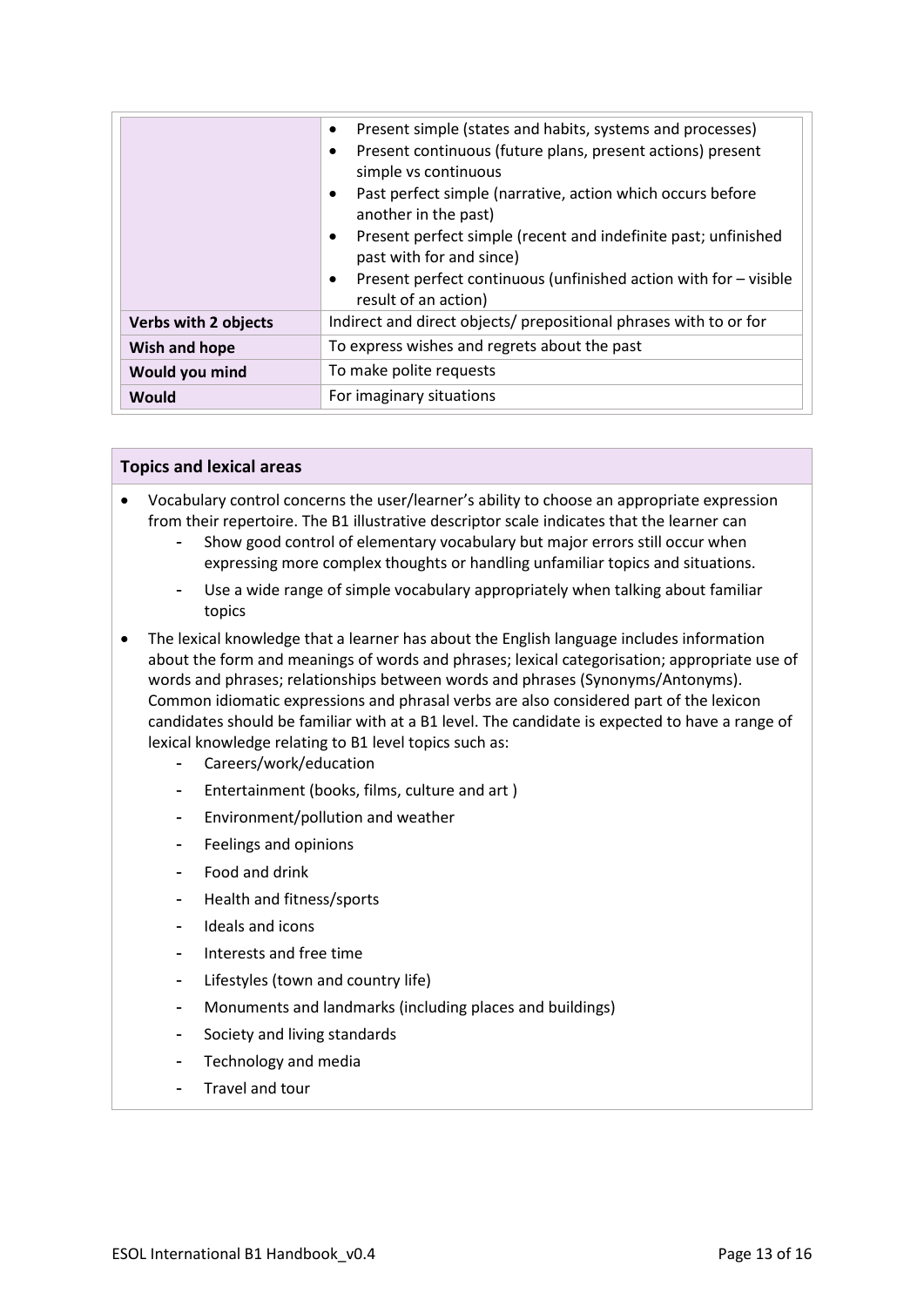| | |
|---|---|
| | • Present simple (states and habits, systems and processes)<br>• Present continuous (future plans, present actions) present simple vs continuous<br>• Past perfect simple (narrative, action which occurs before another in the past)<br>• Present perfect simple (recent and indefinite past; unfinished past with for and since)<br>• Present perfect continuous (unfinished action with for – visible result of an action) |
| **Verbs with 2 objects** | Indirect and direct objects/ prepositional phrases with to or for |
| **Wish and hope** | To express wishes and regrets about the past |
| **Would you mind** | To make polite requests |
| **Would** | For imaginary situations |

**Topics and lexical areas**

- Vocabulary control concerns the user/learner's ability to choose an appropriate expression from their repertoire. The B1 illustrative descriptor scale indicates that the learner can
  - Show good control of elementary vocabulary but major errors still occur when expressing more complex thoughts or handling unfamiliar topics and situations.
  - Use a wide range of simple vocabulary appropriately when talking about familiar topics
- The lexical knowledge that a learner has about the English language includes information about the form and meanings of words and phrases; lexical categorisation; appropriate use of words and phrases; relationships between words and phrases (Synonyms/Antonyms). Common idiomatic expressions and phrasal verbs are also considered part of the lexicon candidates should be familiar with at a B1 level. The candidate is expected to have a range of lexical knowledge relating to B1 level topics such as:
  - Careers/work/education
  - Entertainment (books, films, culture and art )
  - Environment/pollution and weather
  - Feelings and opinions
  - Food and drink
  - Health and fitness/sports
  - Ideals and icons
  - Interests and free time
  - Lifestyles (town and country life)
  - Monuments and landmarks (including places and buildings)
  - Society and living standards
  - Technology and media
  - Travel and tour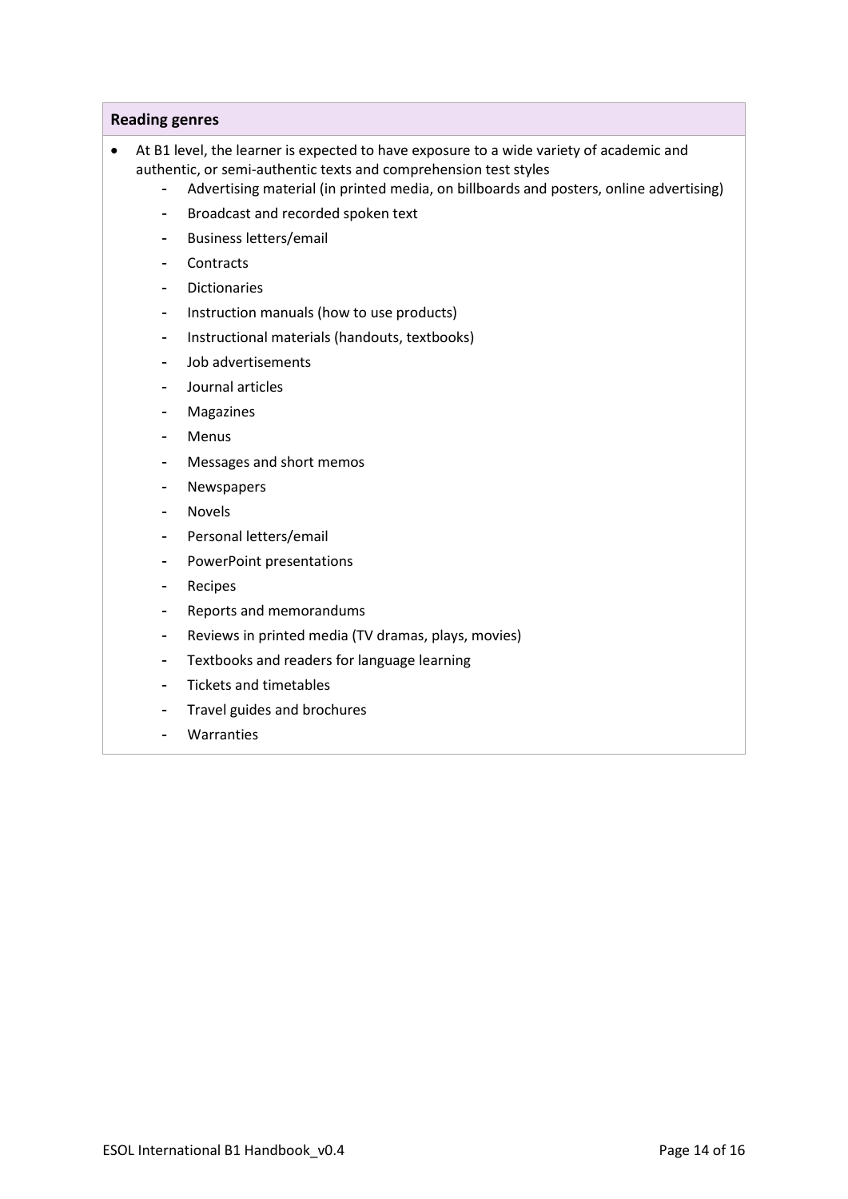**Reading genres**

- At B1 level, the learner is expected to have exposure to a wide variety of academic and authentic, or semi-authentic texts and comprehension test styles
    - Advertising material (in printed media, on billboards and posters, online advertising)
    - Broadcast and recorded spoken text
    - Business letters/email
    - Contracts
    - Dictionaries
    - Instruction manuals (how to use products)
    - Instructional materials (handouts, textbooks)
    - Job advertisements
    - Journal articles
    - Magazines
    - Menus
    - Messages and short memos
    - Newspapers
    - Novels
    - Personal letters/email
    - PowerPoint presentations
    - Recipes
    - Reports and memorandums
    - Reviews in printed media (TV dramas, plays, movies)
    - Textbooks and readers for language learning
    - Tickets and timetables
    - Travel guides and brochures
    - Warranties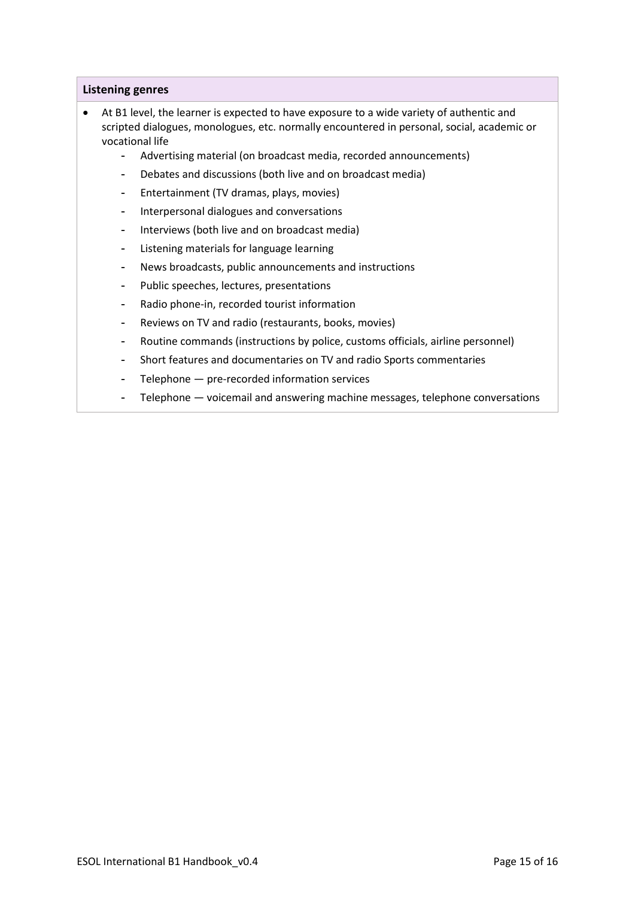**Listening genres**

- At B1 level, the learner is expected to have exposure to a wide variety of authentic and scripted dialogues, monologues, etc. normally encountered in personal, social, academic or vocational life
  - Advertising material (on broadcast media, recorded announcements)
  - Debates and discussions (both live and on broadcast media)
  - Entertainment (TV dramas, plays, movies)
  - Interpersonal dialogues and conversations
  - Interviews (both live and on broadcast media)
  - Listening materials for language learning
  - News broadcasts, public announcements and instructions
  - Public speeches, lectures, presentations
  - Radio phone-in, recorded tourist information
  - Reviews on TV and radio (restaurants, books, movies)
  - Routine commands (instructions by police, customs officials, airline personnel)
  - Short features and documentaries on TV and radio Sports commentaries
  - Telephone — pre-recorded information services
  - Telephone — voicemail and answering machine messages, telephone conversations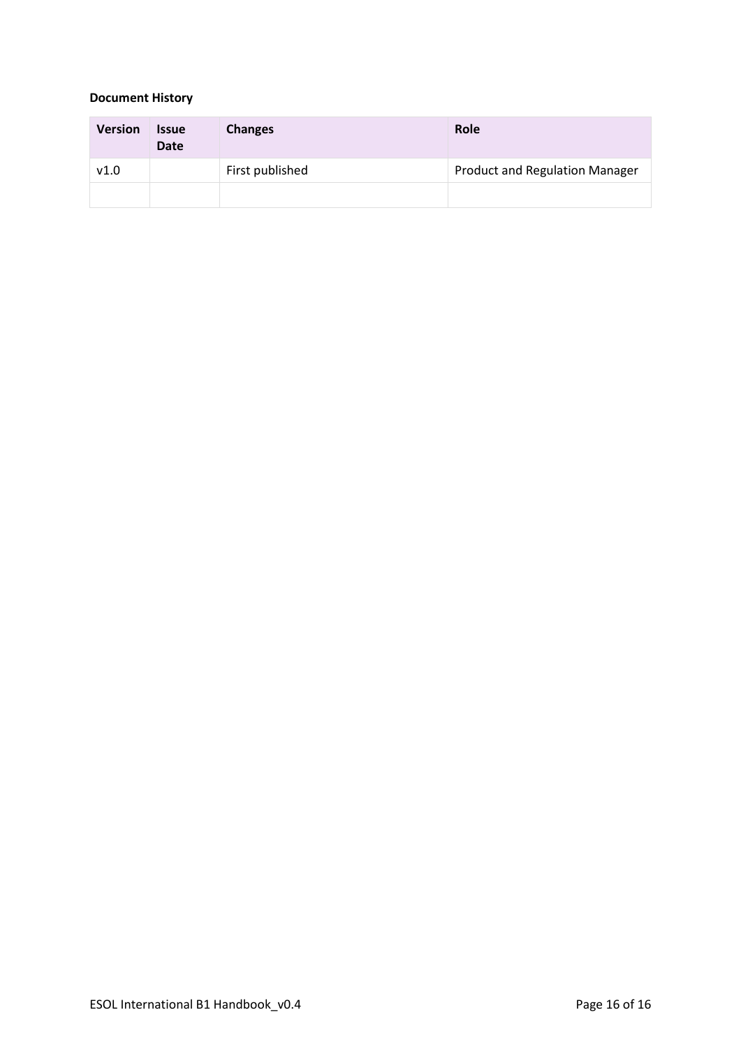**Document History**

| Version | Issue Date | Changes | Role |
|---|---|---|---|
| v1.0 | | First published | Product and Regulation Manager |
| | | | |